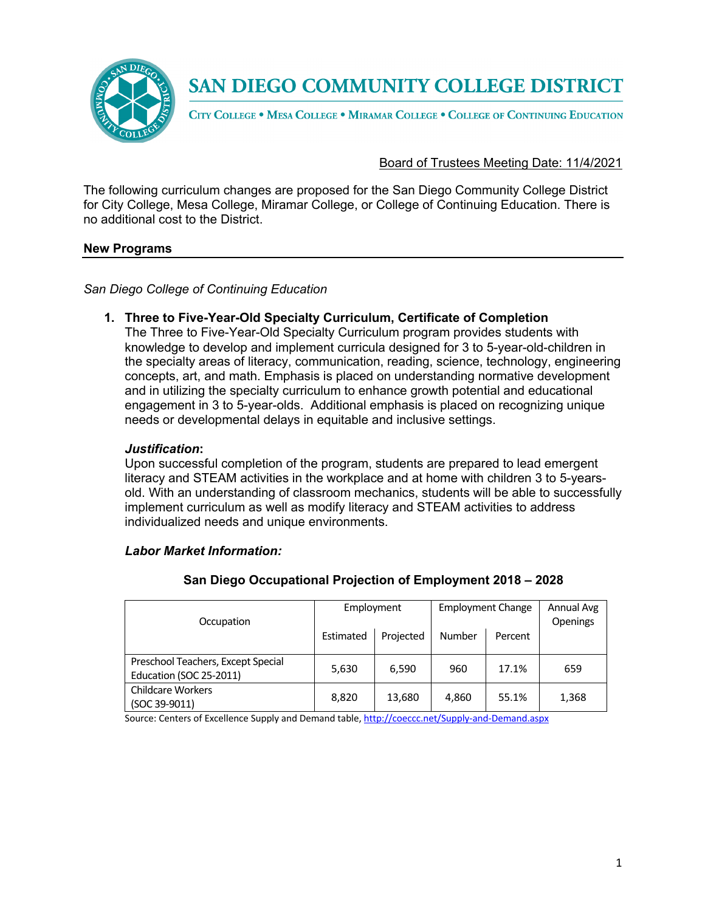# SAN DIEGO COMMUNITY COLLEGE DISTRICT

CITY COLLEGE • MESA COLLEGE • MIRAMAR COLLEGE • COLLEGE OF CONTINUING EDUCATION

Board of Trustees Meeting Date: 11/4/2021

The following curriculum changes are proposed for the San Diego Community College District for City College, Mesa College, Miramar College, or College of Continuing Education. There is no additional cost to the District.

## New Programs

*San Diego College of Continuing Education*

1. **Three to Five-Year-Old Specialty Curriculum, Certificate of Completion**
   The Three to Five-Year-Old Specialty Curriculum program provides students with knowledge to develop and implement curricula designed for 3 to 5-year-old-children in the specialty areas of literacy, communication, reading, science, technology, engineering concepts, art, and math. Emphasis is placed on understanding normative development and in utilizing the specialty curriculum to enhance growth potential and educational engagement in 3 to 5-year-olds. Additional emphasis is placed on recognizing unique needs or developmental delays in equitable and inclusive settings.

   ***Justification*:**
   Upon successful completion of the program, students are prepared to lead emergent literacy and STEAM activities in the workplace and at home with children 3 to 5-years-old. With an understanding of classroom mechanics, students will be able to successfully implement curriculum as well as modify literacy and STEAM activities to address individualized needs and unique environments.

   ***Labor Market Information:***

   **San Diego Occupational Projection of Employment 2018 – 2028**

   | Occupation | Employment | | Employment Change | | Annual Avg Openings |
   |---|---|---|---|---|---|
   | | Estimated | Projected | Number | Percent | |
   | Preschool Teachers, Except Special Education (SOC 25-2011) | 5,630 | 6,590 | 960 | 17.1% | 659 |
   | Childcare Workers (SOC 39-9011) | 8,820 | 13,680 | 4,860 | 55.1% | 1,368 |

   Source: Centers of Excellence Supply and Demand table, http://coeccc.net/Supply-and-Demand.aspx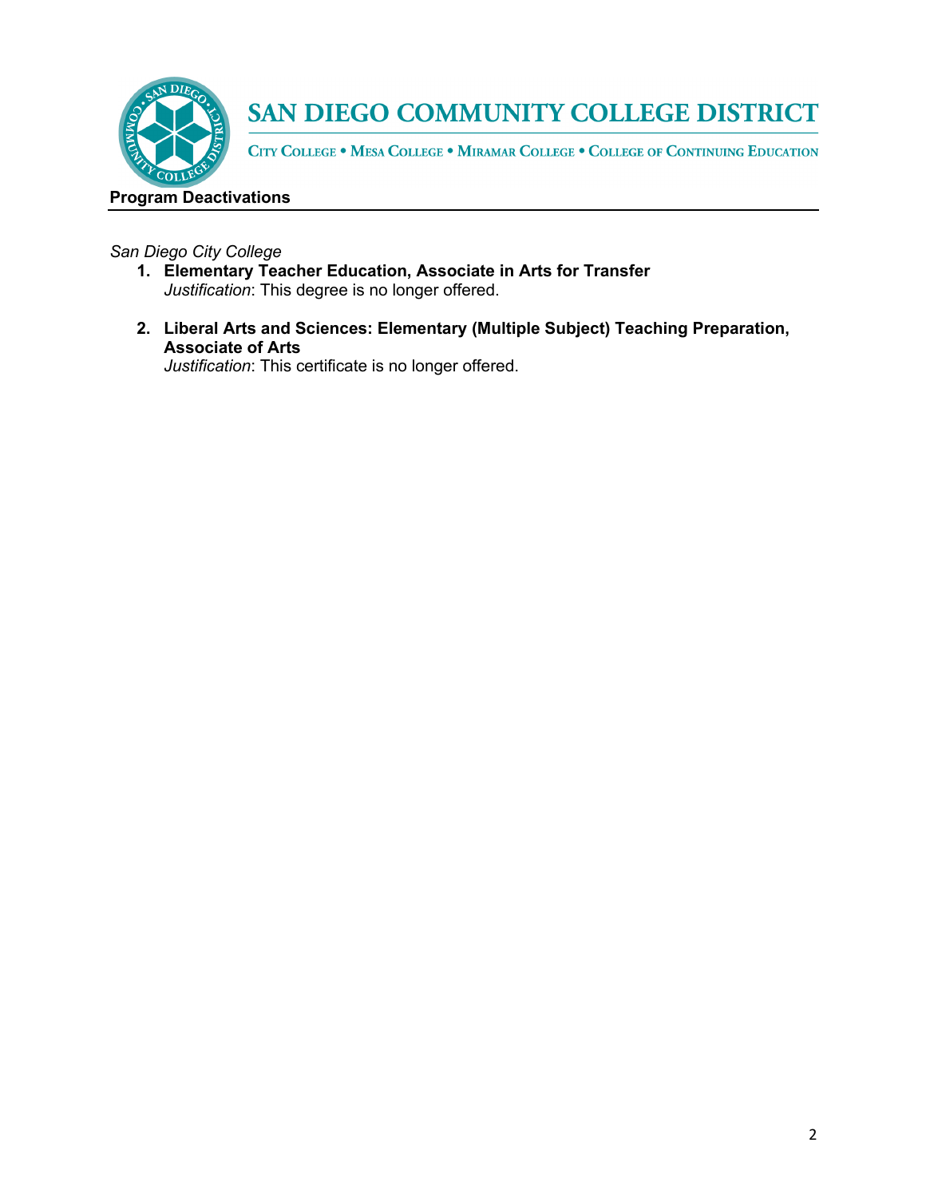**Program Deactivations**

*San Diego City College*

1. **Elementary Teacher Education, Associate in Arts for Transfer**
   *Justification*: This degree is no longer offered.

2. **Liberal Arts and Sciences: Elementary (Multiple Subject) Teaching Preparation, Associate of Arts**
   *Justification*: This certificate is no longer offered.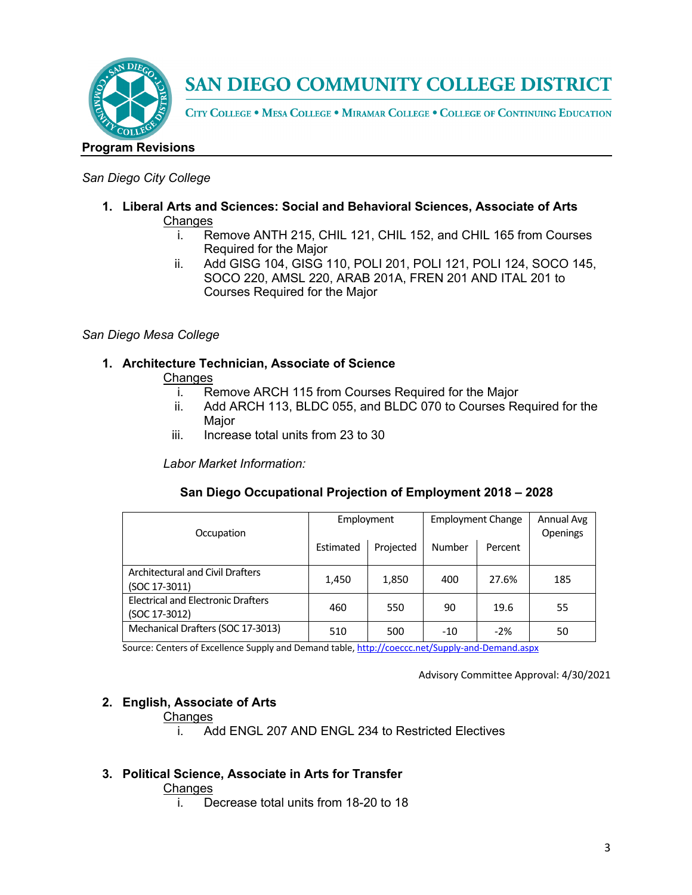# SAN DIEGO COMMUNITY COLLEGE DISTRICT

CITY COLLEGE • MESA COLLEGE • MIRAMAR COLLEGE • COLLEGE OF CONTINUING EDUCATION

## Program Revisions

*San Diego City College*

1. **Liberal Arts and Sciences: Social and Behavioral Sciences, Associate of Arts**

   Changes

   i. Remove ANTH 215, CHIL 121, CHIL 152, and CHIL 165 from Courses Required for the Major

   ii. Add GISG 104, GISG 110, POLI 201, POLI 121, POLI 124, SOCO 145, SOCO 220, AMSL 220, ARAB 201A, FREN 201 AND ITAL 201 to Courses Required for the Major

*San Diego Mesa College*

1. **Architecture Technician, Associate of Science**

   Changes

   i. Remove ARCH 115 from Courses Required for the Major

   ii. Add ARCH 113, BLDC 055, and BLDC 070 to Courses Required for the Major

   iii. Increase total units from 23 to 30

   *Labor Market Information:*

   **San Diego Occupational Projection of Employment 2018 – 2028**

| Occupation | Employment | | Employment Change | | Annual Avg Openings |
|---|---|---|---|---|---|
| | Estimated | Projected | Number | Percent | |
| Architectural and Civil Drafters (SOC 17-3011) | 1,450 | 1,850 | 400 | 27.6% | 185 |
| Electrical and Electronic Drafters (SOC 17-3012) | 460 | 550 | 90 | 19.6 | 55 |
| Mechanical Drafters (SOC 17-3013) | 510 | 500 | -10 | -2% | 50 |

Source: Centers of Excellence Supply and Demand table, http://coeccc.net/Supply-and-Demand.aspx

Advisory Committee Approval: 4/30/2021

2. **English, Associate of Arts**

   Changes

   i. Add ENGL 207 AND ENGL 234 to Restricted Electives

3. **Political Science, Associate in Arts for Transfer**

   Changes

   i. Decrease total units from 18-20 to 18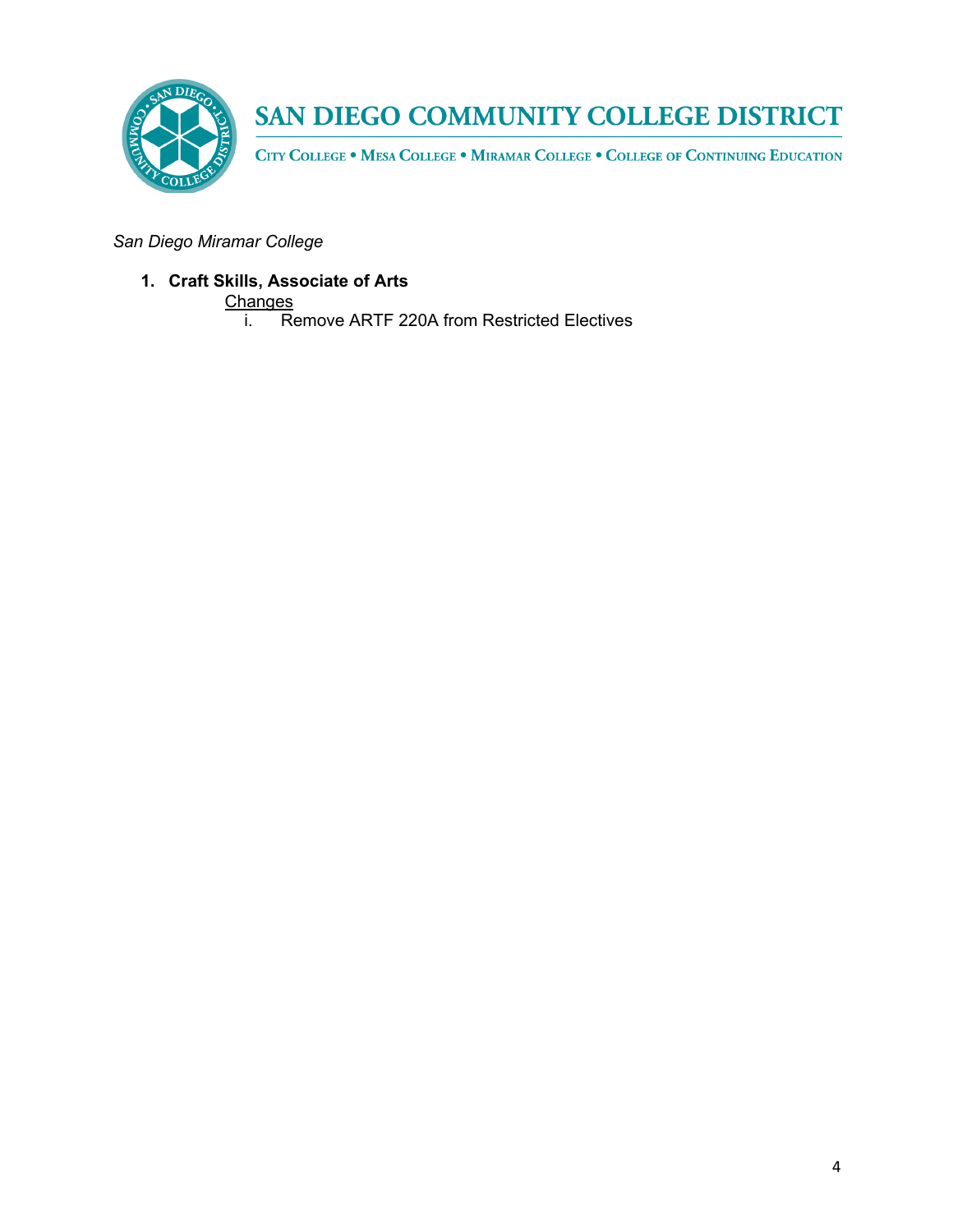*San Diego Miramar College*

1. **Craft Skills, Associate of Arts**

   Changes

   i. Remove ARTF 220A from Restricted Electives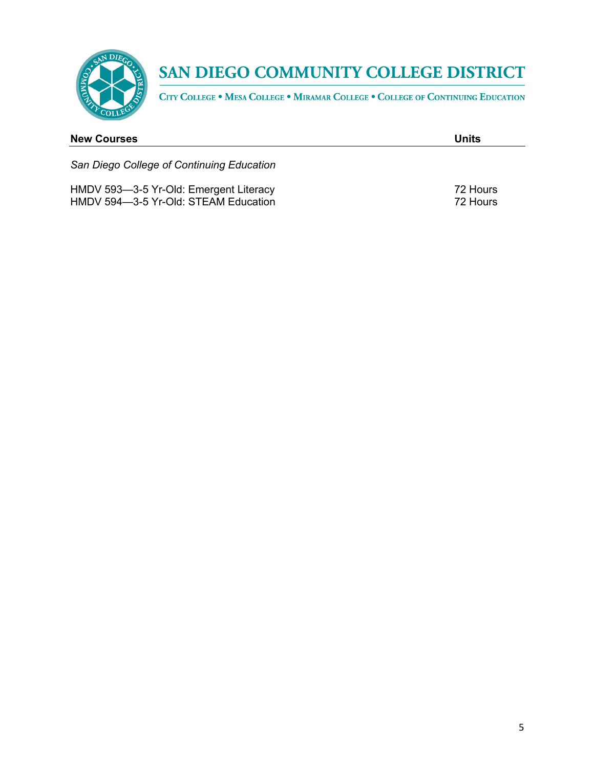# SAN DIEGO COMMUNITY COLLEGE DISTRICT

CITY COLLEGE • MESA COLLEGE • MIRAMAR COLLEGE • COLLEGE OF CONTINUING EDUCATION

| New Courses | Units |
| --- | --- |
| *San Diego College of Continuing Education* | |
| HMDV 593—3-5 Yr-Old: Emergent Literacy | 72 Hours |
| HMDV 594—3-5 Yr-Old: STEAM Education | 72 Hours |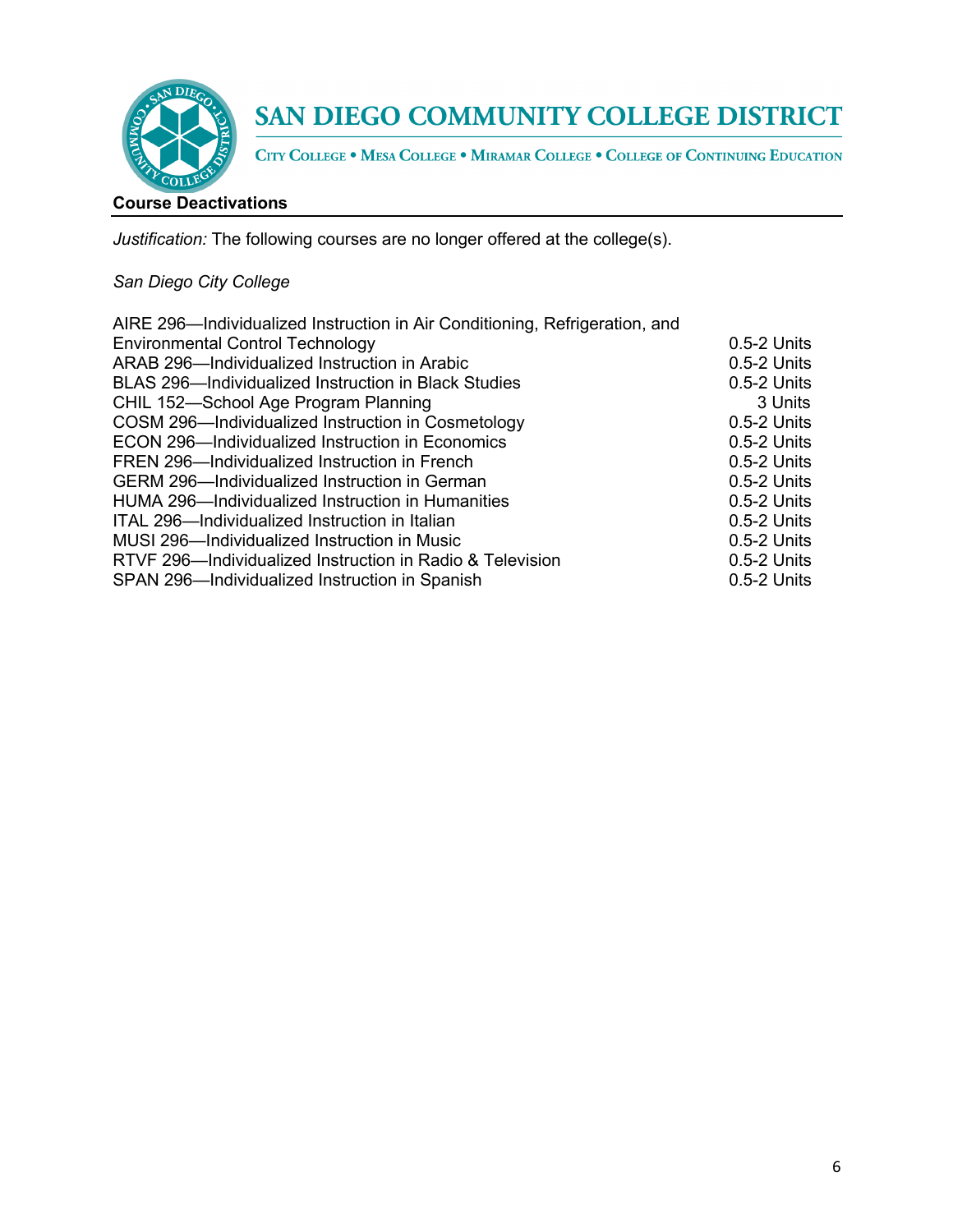# SAN DIEGO COMMUNITY COLLEGE DISTRICT

CITY COLLEGE • MESA COLLEGE • MIRAMAR COLLEGE • COLLEGE OF CONTINUING EDUCATION

## Course Deactivations

*Justification:* The following courses are no longer offered at the college(s).

*San Diego City College*

| | |
|---|---|
| AIRE 296—Individualized Instruction in Air Conditioning, Refrigeration, and Environmental Control Technology | 0.5-2 Units |
| ARAB 296—Individualized Instruction in Arabic | 0.5-2 Units |
| BLAS 296—Individualized Instruction in Black Studies | 0.5-2 Units |
| CHIL 152—School Age Program Planning | 3 Units |
| COSM 296—Individualized Instruction in Cosmetology | 0.5-2 Units |
| ECON 296—Individualized Instruction in Economics | 0.5-2 Units |
| FREN 296—Individualized Instruction in French | 0.5-2 Units |
| GERM 296—Individualized Instruction in German | 0.5-2 Units |
| HUMA 296—Individualized Instruction in Humanities | 0.5-2 Units |
| ITAL 296—Individualized Instruction in Italian | 0.5-2 Units |
| MUSI 296—Individualized Instruction in Music | 0.5-2 Units |
| RTVF 296—Individualized Instruction in Radio & Television | 0.5-2 Units |
| SPAN 296—Individualized Instruction in Spanish | 0.5-2 Units |